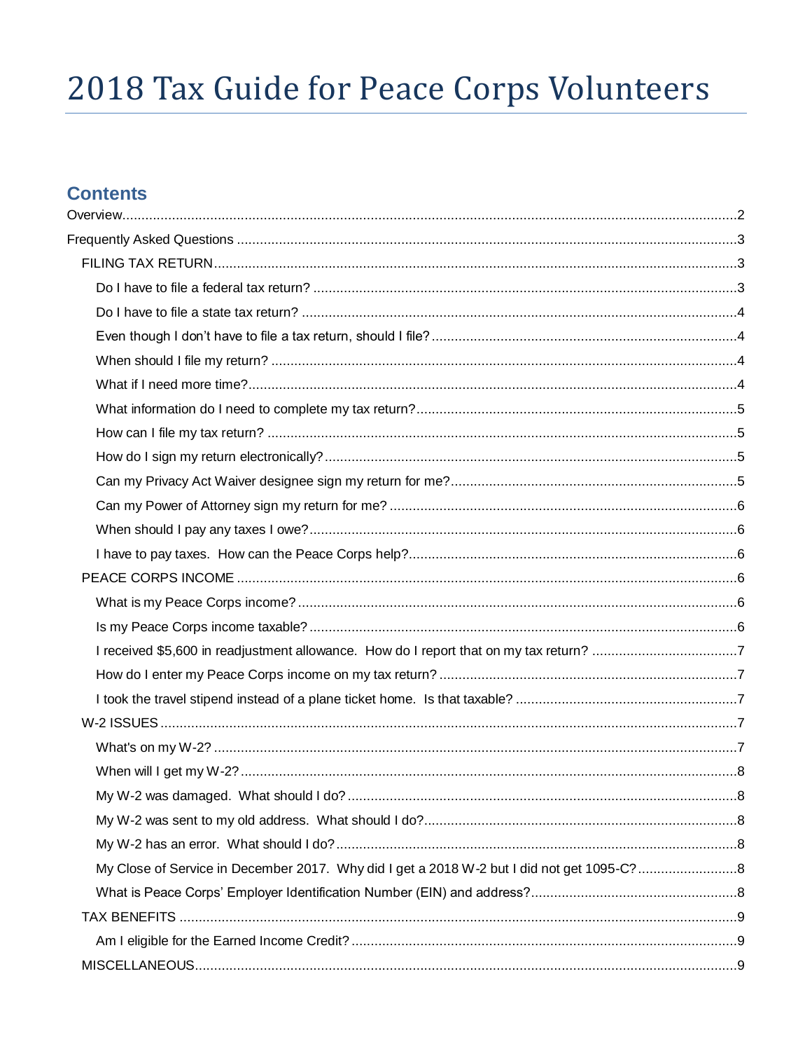# 2018 Tax Guide for Peace Corps Volunteers

## Contents

Overview.....2

Frequently Asked Questions .....3

- FILING TAX RETURN.....3
  - Do I have to file a federal tax return? .....3
  - Do I have to file a state tax return? .....4
  - Even though I don't have to file a tax return, should I file?.....4
  - When should I file my return? .....4
  - What if I need more time?.....4
  - What information do I need to complete my tax return?.....5
  - How can I file my tax return? .....5
  - How do I sign my return electronically?.....5
  - Can my Privacy Act Waiver designee sign my return for me?.....5
  - Can my Power of Attorney sign my return for me? .....6
  - When should I pay any taxes I owe?.....6
  - I have to pay taxes. How can the Peace Corps help?.....6
- PEACE CORPS INCOME .....6
  - What is my Peace Corps income? .....6
  - Is my Peace Corps income taxable? .....6
  - I received $5,600 in readjustment allowance. How do I report that on my tax return? .....7
  - How do I enter my Peace Corps income on my tax return? .....7
  - I took the travel stipend instead of a plane ticket home. Is that taxable? .....7
- W-2 ISSUES .....7
  - What's on my W-2? .....7
  - When will I get my W-2? .....8
  - My W-2 was damaged. What should I do? .....8
  - My W-2 was sent to my old address. What should I do?.....8
  - My W-2 has an error. What should I do? .....8
  - My Close of Service in December 2017. Why did I get a 2018 W-2 but I did not get 1095-C?.....8
  - What is Peace Corps' Employer Identification Number (EIN) and address?.....8
- TAX BENEFITS .....9
  - Am I eligible for the Earned Income Credit? .....9
- MISCELLANEOUS.....9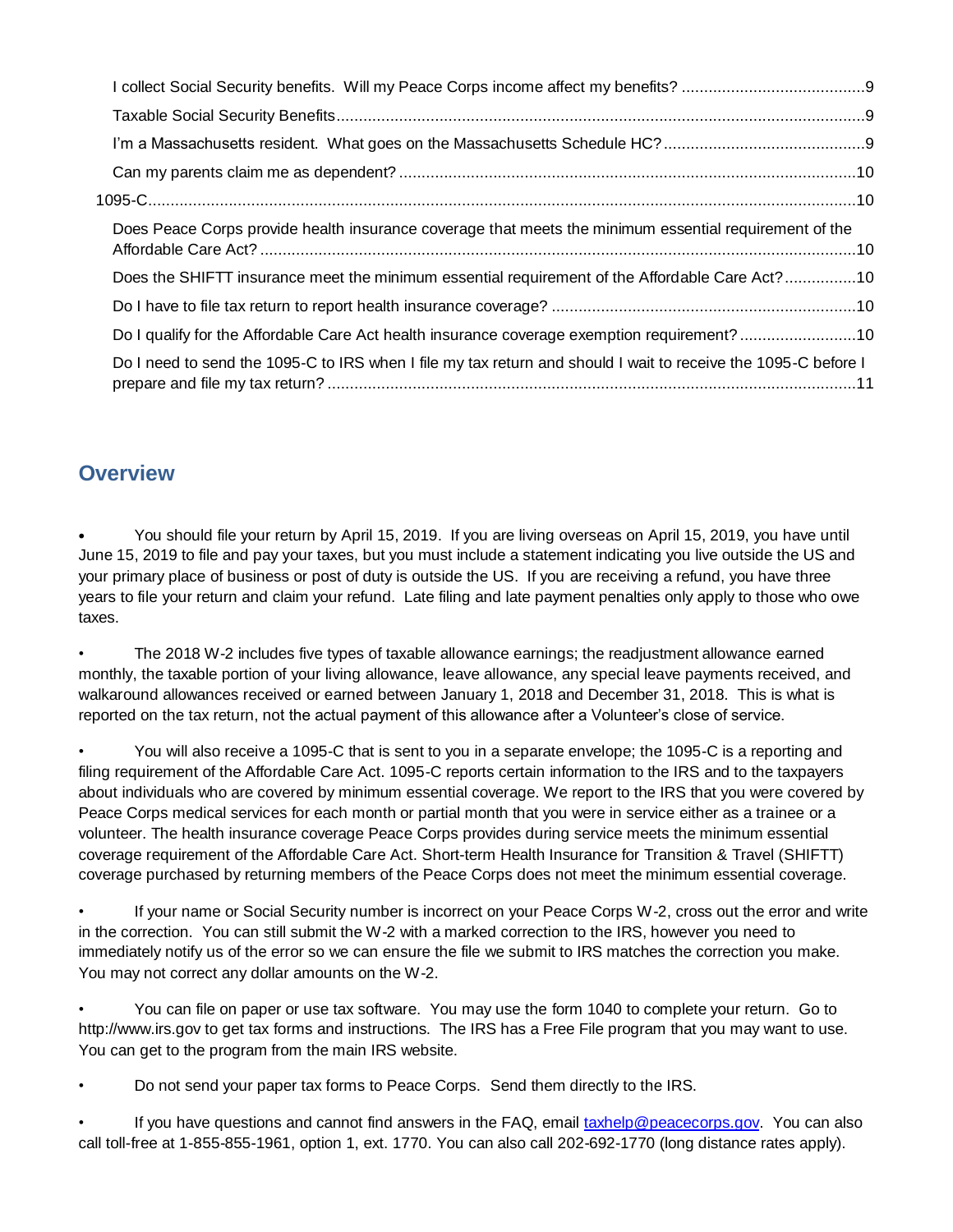I collect Social Security benefits. Will my Peace Corps income affect my benefits? .........................................9

Taxable Social Security Benefits.......................................................................................................................9

I'm a Massachusetts resident. What goes on the Massachusetts Schedule HC? .............................................9

Can my parents claim me as dependent? .......................................................................................................10

1095-C.................................................................................................................................................................10

Does Peace Corps provide health insurance coverage that meets the minimum essential requirement of the Affordable Care Act? .....................................................................................................................................10

Does the SHIFTT insurance meet the minimum essential requirement of the Affordable Care Act?................10

Do I have to file tax return to report health insurance coverage? ....................................................................10

Do I qualify for the Affordable Care Act health insurance coverage exemption requirement? ..........................10

Do I need to send the 1095-C to IRS when I file my tax return and should I wait to receive the 1095-C before I prepare and file my tax return? .......................................................................................................................11

## Overview

- You should file your return by April 15, 2019. If you are living overseas on April 15, 2019, you have until June 15, 2019 to file and pay your taxes, but you must include a statement indicating you live outside the US and your primary place of business or post of duty is outside the US. If you are receiving a refund, you have three years to file your return and claim your refund. Late filing and late payment penalties only apply to those who owe taxes.

- The 2018 W-2 includes five types of taxable allowance earnings; the readjustment allowance earned monthly, the taxable portion of your living allowance, leave allowance, any special leave payments received, and walkaround allowances received or earned between January 1, 2018 and December 31, 2018. This is what is reported on the tax return, not the actual payment of this allowance after a Volunteer's close of service.

- You will also receive a 1095-C that is sent to you in a separate envelope; the 1095-C is a reporting and filing requirement of the Affordable Care Act. 1095-C reports certain information to the IRS and to the taxpayers about individuals who are covered by minimum essential coverage. We report to the IRS that you were covered by Peace Corps medical services for each month or partial month that you were in service either as a trainee or a volunteer. The health insurance coverage Peace Corps provides during service meets the minimum essential coverage requirement of the Affordable Care Act. Short-term Health Insurance for Transition & Travel (SHIFTT) coverage purchased by returning members of the Peace Corps does not meet the minimum essential coverage.

- If your name or Social Security number is incorrect on your Peace Corps W-2, cross out the error and write in the correction. You can still submit the W-2 with a marked correction to the IRS, however you need to immediately notify us of the error so we can ensure the file we submit to IRS matches the correction you make. You may not correct any dollar amounts on the W-2.

- You can file on paper or use tax software. You may use the form 1040 to complete your return. Go to http://www.irs.gov to get tax forms and instructions. The IRS has a Free File program that you may want to use. You can get to the program from the main IRS website.

- Do not send your paper tax forms to Peace Corps. Send them directly to the IRS.

- If you have questions and cannot find answers in the FAQ, email taxhelp@peacecorps.gov. You can also call toll-free at 1-855-855-1961, option 1, ext. 1770. You can also call 202-692-1770 (long distance rates apply).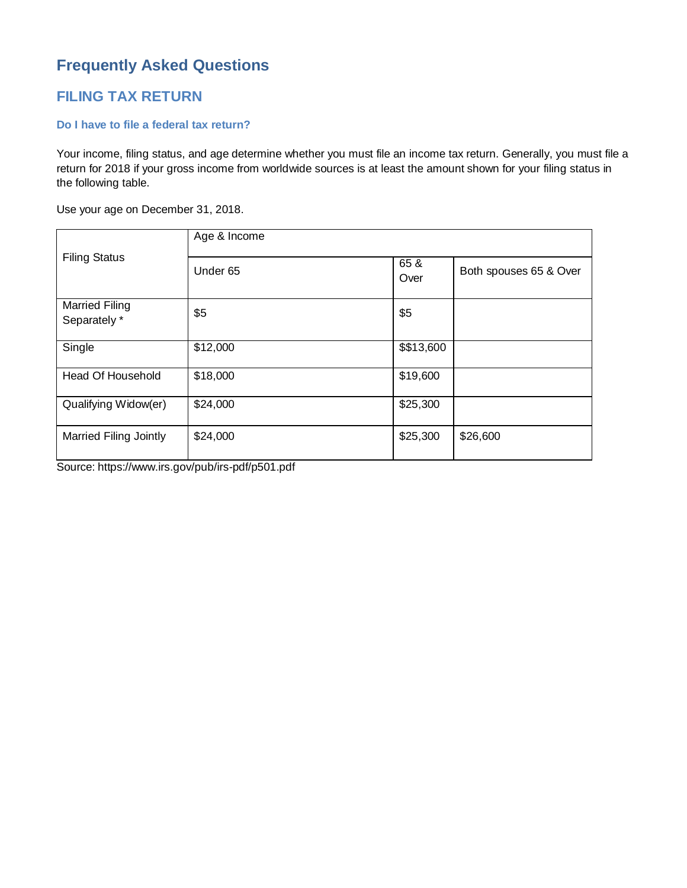# Frequently Asked Questions

## FILING TAX RETURN

### Do I have to file a federal tax return?

Your income, filing status, and age determine whether you must file an income tax return. Generally, you must file a return for 2018 if your gross income from worldwide sources is at least the amount shown for your filing status in the following table.

Use your age on December 31, 2018.

| Filing Status | Age & Income | | |
|---|---|---|---|
| | Under 65 | 65 & Over | Both spouses 65 & Over |
| Married Filing Separately * | $5 | $5 | |
| Single | $12,000 | $$13,600 | |
| Head Of Household | $18,000 | $19,600 | |
| Qualifying Widow(er) | $24,000 | $25,300 | |
| Married Filing Jointly | $24,000 | $25,300 | $26,600 |

Source: https://www.irs.gov/pub/irs-pdf/p501.pdf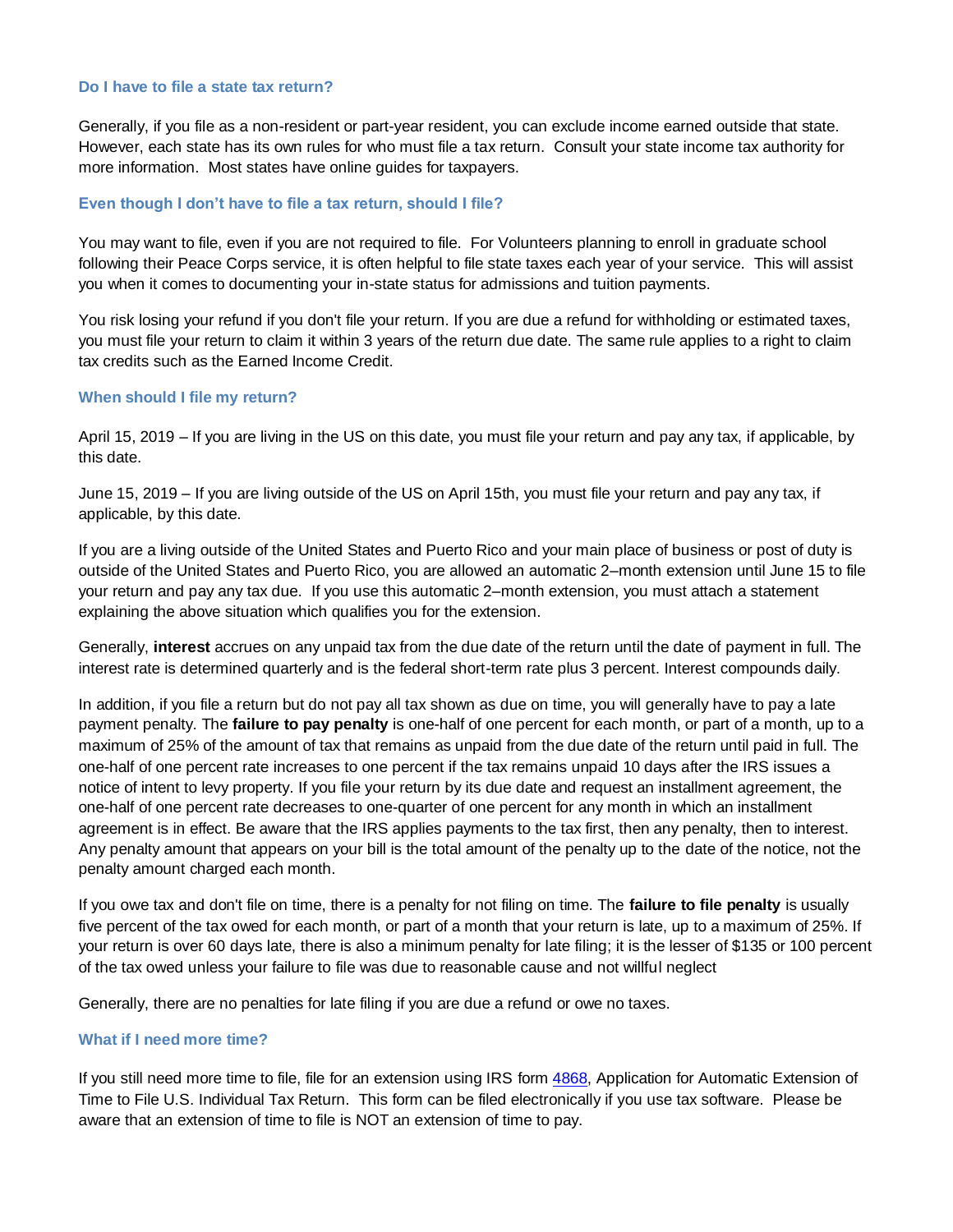### Do I have to file a state tax return?

Generally, if you file as a non-resident or part-year resident, you can exclude income earned outside that state. However, each state has its own rules for who must file a tax return. Consult your state income tax authority for more information. Most states have online guides for taxpayers.

### Even though I don't have to file a tax return, should I file?

You may want to file, even if you are not required to file. For Volunteers planning to enroll in graduate school following their Peace Corps service, it is often helpful to file state taxes each year of your service. This will assist you when it comes to documenting your in-state status for admissions and tuition payments.

You risk losing your refund if you don't file your return. If you are due a refund for withholding or estimated taxes, you must file your return to claim it within 3 years of the return due date. The same rule applies to a right to claim tax credits such as the Earned Income Credit.

### When should I file my return?

April 15, 2019 – If you are living in the US on this date, you must file your return and pay any tax, if applicable, by this date.

June 15, 2019 – If you are living outside of the US on April 15th, you must file your return and pay any tax, if applicable, by this date.

If you are a living outside of the United States and Puerto Rico and your main place of business or post of duty is outside of the United States and Puerto Rico, you are allowed an automatic 2–month extension until June 15 to file your return and pay any tax due. If you use this automatic 2–month extension, you must attach a statement explaining the above situation which qualifies you for the extension.

Generally, **interest** accrues on any unpaid tax from the due date of the return until the date of payment in full. The interest rate is determined quarterly and is the federal short-term rate plus 3 percent. Interest compounds daily.

In addition, if you file a return but do not pay all tax shown as due on time, you will generally have to pay a late payment penalty. The **failure to pay penalty** is one-half of one percent for each month, or part of a month, up to a maximum of 25% of the amount of tax that remains as unpaid from the due date of the return until paid in full. The one-half of one percent rate increases to one percent if the tax remains unpaid 10 days after the IRS issues a notice of intent to levy property. If you file your return by its due date and request an installment agreement, the one-half of one percent rate decreases to one-quarter of one percent for any month in which an installment agreement is in effect. Be aware that the IRS applies payments to the tax first, then any penalty, then to interest. Any penalty amount that appears on your bill is the total amount of the penalty up to the date of the notice, not the penalty amount charged each month.

If you owe tax and don't file on time, there is a penalty for not filing on time. The **failure to file penalty** is usually five percent of the tax owed for each month, or part of a month that your return is late, up to a maximum of 25%. If your return is over 60 days late, there is also a minimum penalty for late filing; it is the lesser of $135 or 100 percent of the tax owed unless your failure to file was due to reasonable cause and not willful neglect

Generally, there are no penalties for late filing if you are due a refund or owe no taxes.

### What if I need more time?

If you still need more time to file, file for an extension using IRS form 4868, Application for Automatic Extension of Time to File U.S. Individual Tax Return. This form can be filed electronically if you use tax software. Please be aware that an extension of time to file is NOT an extension of time to pay.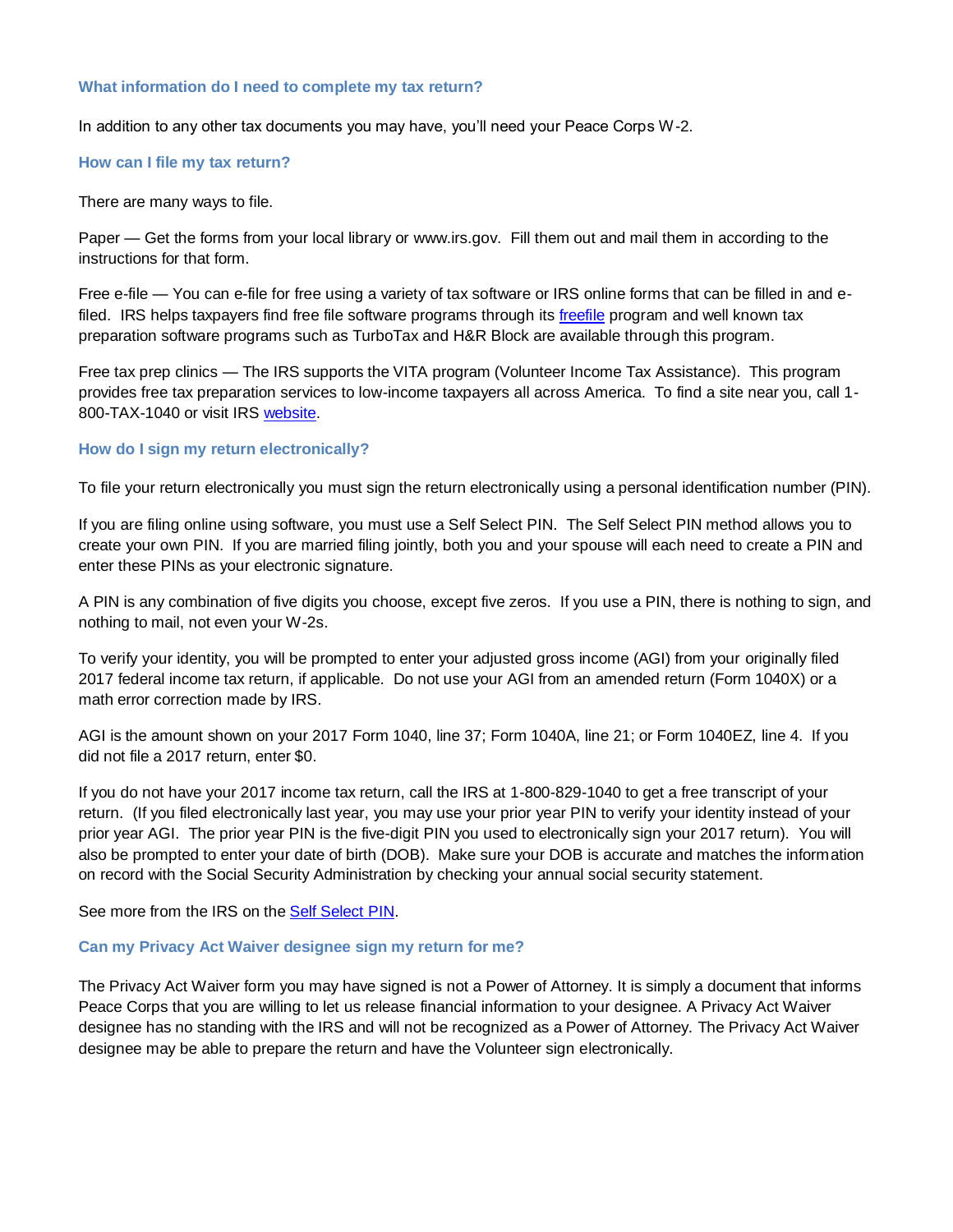### What information do I need to complete my tax return?

In addition to any other tax documents you may have, you'll need your Peace Corps W-2.

### How can I file my tax return?

There are many ways to file.

Paper — Get the forms from your local library or www.irs.gov. Fill them out and mail them in according to the instructions for that form.

Free e-file — You can e-file for free using a variety of tax software or IRS online forms that can be filled in and e-filed. IRS helps taxpayers find free file software programs through its freefile program and well known tax preparation software programs such as TurboTax and H&R Block are available through this program.

Free tax prep clinics — The IRS supports the VITA program (Volunteer Income Tax Assistance). This program provides free tax preparation services to low-income taxpayers all across America. To find a site near you, call 1-800-TAX-1040 or visit IRS website.

### How do I sign my return electronically?

To file your return electronically you must sign the return electronically using a personal identification number (PIN).

If you are filing online using software, you must use a Self Select PIN. The Self Select PIN method allows you to create your own PIN. If you are married filing jointly, both you and your spouse will each need to create a PIN and enter these PINs as your electronic signature.

A PIN is any combination of five digits you choose, except five zeros. If you use a PIN, there is nothing to sign, and nothing to mail, not even your W-2s.

To verify your identity, you will be prompted to enter your adjusted gross income (AGI) from your originally filed 2017 federal income tax return, if applicable. Do not use your AGI from an amended return (Form 1040X) or a math error correction made by IRS.

AGI is the amount shown on your 2017 Form 1040, line 37; Form 1040A, line 21; or Form 1040EZ, line 4. If you did not file a 2017 return, enter $0.

If you do not have your 2017 income tax return, call the IRS at 1-800-829-1040 to get a free transcript of your return. (If you filed electronically last year, you may use your prior year PIN to verify your identity instead of your prior year AGI. The prior year PIN is the five-digit PIN you used to electronically sign your 2017 return). You will also be prompted to enter your date of birth (DOB). Make sure your DOB is accurate and matches the information on record with the Social Security Administration by checking your annual social security statement.

See more from the IRS on the Self Select PIN.

### Can my Privacy Act Waiver designee sign my return for me?

The Privacy Act Waiver form you may have signed is not a Power of Attorney. It is simply a document that informs Peace Corps that you are willing to let us release financial information to your designee. A Privacy Act Waiver designee has no standing with the IRS and will not be recognized as a Power of Attorney. The Privacy Act Waiver designee may be able to prepare the return and have the Volunteer sign electronically.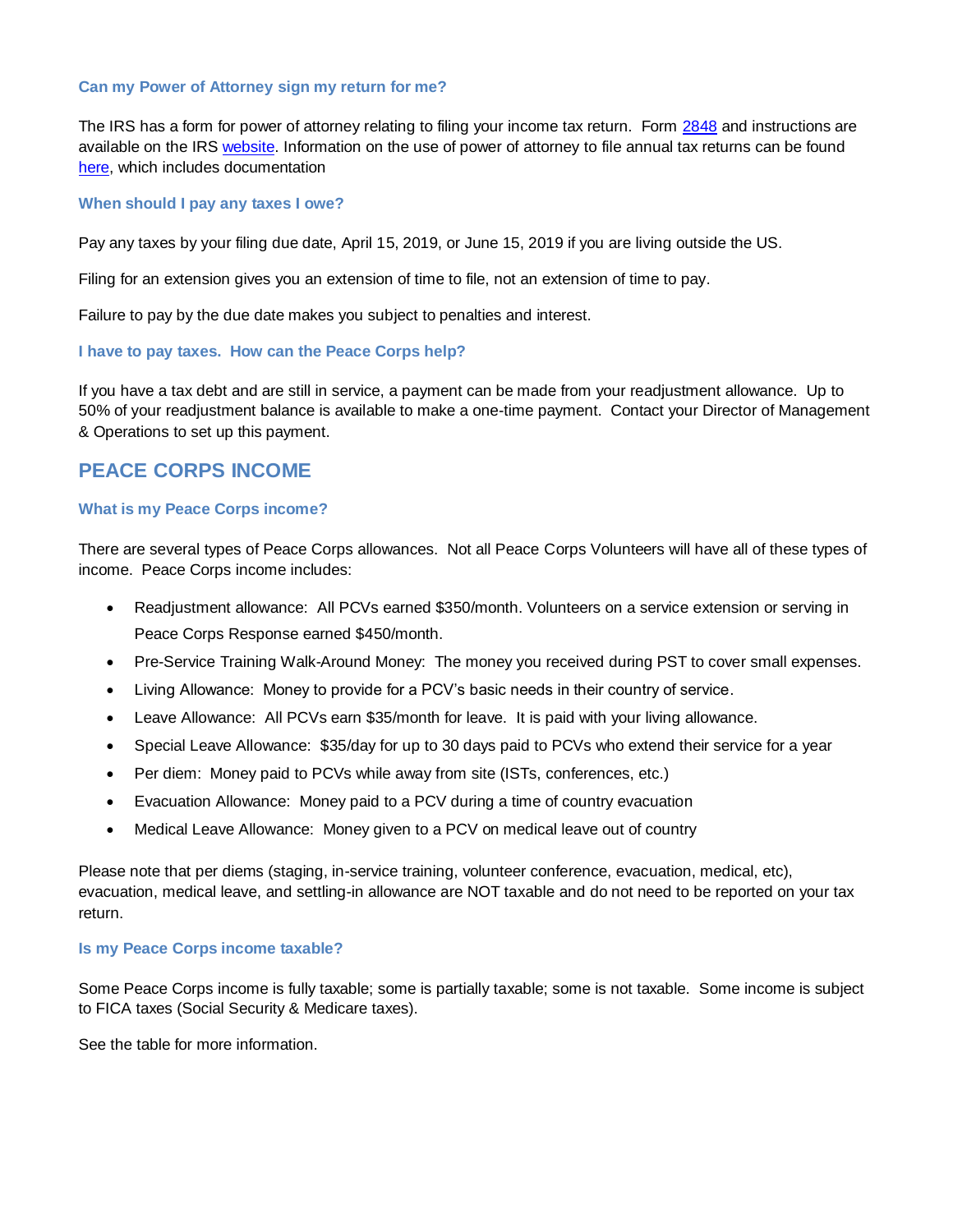### Can my Power of Attorney sign my return for me?

The IRS has a form for power of attorney relating to filing your income tax return. Form 2848 and instructions are available on the IRS website. Information on the use of power of attorney to file annual tax returns can be found here, which includes documentation

### When should I pay any taxes I owe?

Pay any taxes by your filing due date, April 15, 2019, or June 15, 2019 if you are living outside the US.

Filing for an extension gives you an extension of time to file, not an extension of time to pay.

Failure to pay by the due date makes you subject to penalties and interest.

### I have to pay taxes. How can the Peace Corps help?

If you have a tax debt and are still in service, a payment can be made from your readjustment allowance. Up to 50% of your readjustment balance is available to make a one-time payment. Contact your Director of Management & Operations to set up this payment.

## PEACE CORPS INCOME

### What is my Peace Corps income?

There are several types of Peace Corps allowances. Not all Peace Corps Volunteers will have all of these types of income. Peace Corps income includes:

- Readjustment allowance: All PCVs earned $350/month. Volunteers on a service extension or serving in Peace Corps Response earned $450/month.
- Pre-Service Training Walk-Around Money: The money you received during PST to cover small expenses.
- Living Allowance: Money to provide for a PCV's basic needs in their country of service.
- Leave Allowance: All PCVs earn $35/month for leave. It is paid with your living allowance.
- Special Leave Allowance: $35/day for up to 30 days paid to PCVs who extend their service for a year
- Per diem: Money paid to PCVs while away from site (ISTs, conferences, etc.)
- Evacuation Allowance: Money paid to a PCV during a time of country evacuation
- Medical Leave Allowance: Money given to a PCV on medical leave out of country

Please note that per diems (staging, in-service training, volunteer conference, evacuation, medical, etc), evacuation, medical leave, and settling-in allowance are NOT taxable and do not need to be reported on your tax return.

### Is my Peace Corps income taxable?

Some Peace Corps income is fully taxable; some is partially taxable; some is not taxable. Some income is subject to FICA taxes (Social Security & Medicare taxes).

See the table for more information.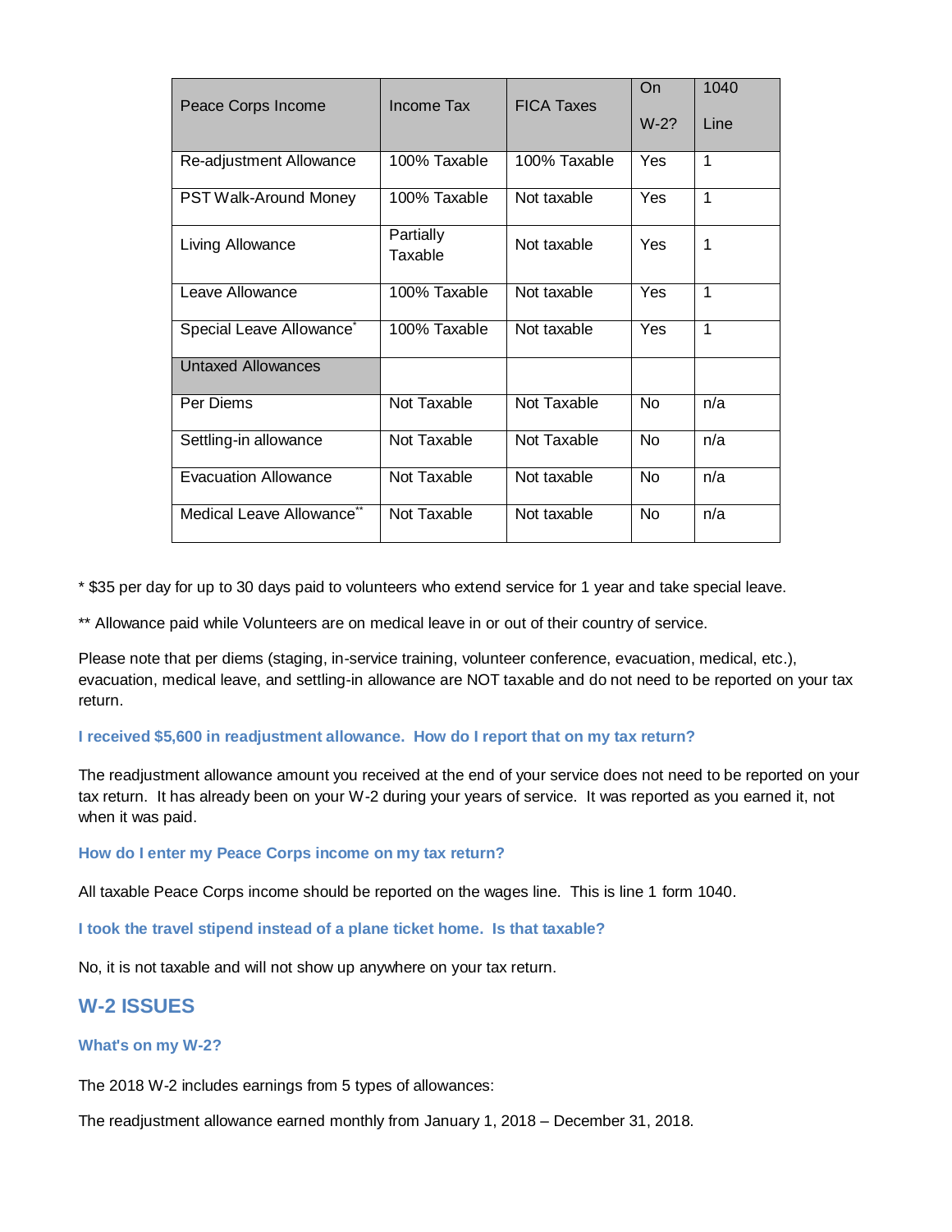| Peace Corps Income | Income Tax | FICA Taxes | On W-2? | 1040 Line |
|---|---|---|---|---|
| Re-adjustment Allowance | 100% Taxable | 100% Taxable | Yes | 1 |
| PST Walk-Around Money | 100% Taxable | Not taxable | Yes | 1 |
| Living Allowance | Partially Taxable | Not taxable | Yes | 1 |
| Leave Allowance | 100% Taxable | Not taxable | Yes | 1 |
| Special Leave Allowance* | 100% Taxable | Not taxable | Yes | 1 |
| Untaxed Allowances | | | | |
| Per Diems | Not Taxable | Not Taxable | No | n/a |
| Settling-in allowance | Not Taxable | Not Taxable | No | n/a |
| Evacuation Allowance | Not Taxable | Not taxable | No | n/a |
| Medical Leave Allowance** | Not Taxable | Not taxable | No | n/a |

* $35 per day for up to 30 days paid to volunteers who extend service for 1 year and take special leave.

** Allowance paid while Volunteers are on medical leave in or out of their country of service.

Please note that per diems (staging, in-service training, volunteer conference, evacuation, medical, etc.), evacuation, medical leave, and settling-in allowance are NOT taxable and do not need to be reported on your tax return.

#### I received $5,600 in readjustment allowance. How do I report that on my tax return?

The readjustment allowance amount you received at the end of your service does not need to be reported on your tax return. It has already been on your W-2 during your years of service. It was reported as you earned it, not when it was paid.

#### How do I enter my Peace Corps income on my tax return?

All taxable Peace Corps income should be reported on the wages line. This is line 1 form 1040.

#### I took the travel stipend instead of a plane ticket home. Is that taxable?

No, it is not taxable and will not show up anywhere on your tax return.

## W-2 ISSUES

#### What's on my W-2?

The 2018 W-2 includes earnings from 5 types of allowances:

The readjustment allowance earned monthly from January 1, 2018 – December 31, 2018.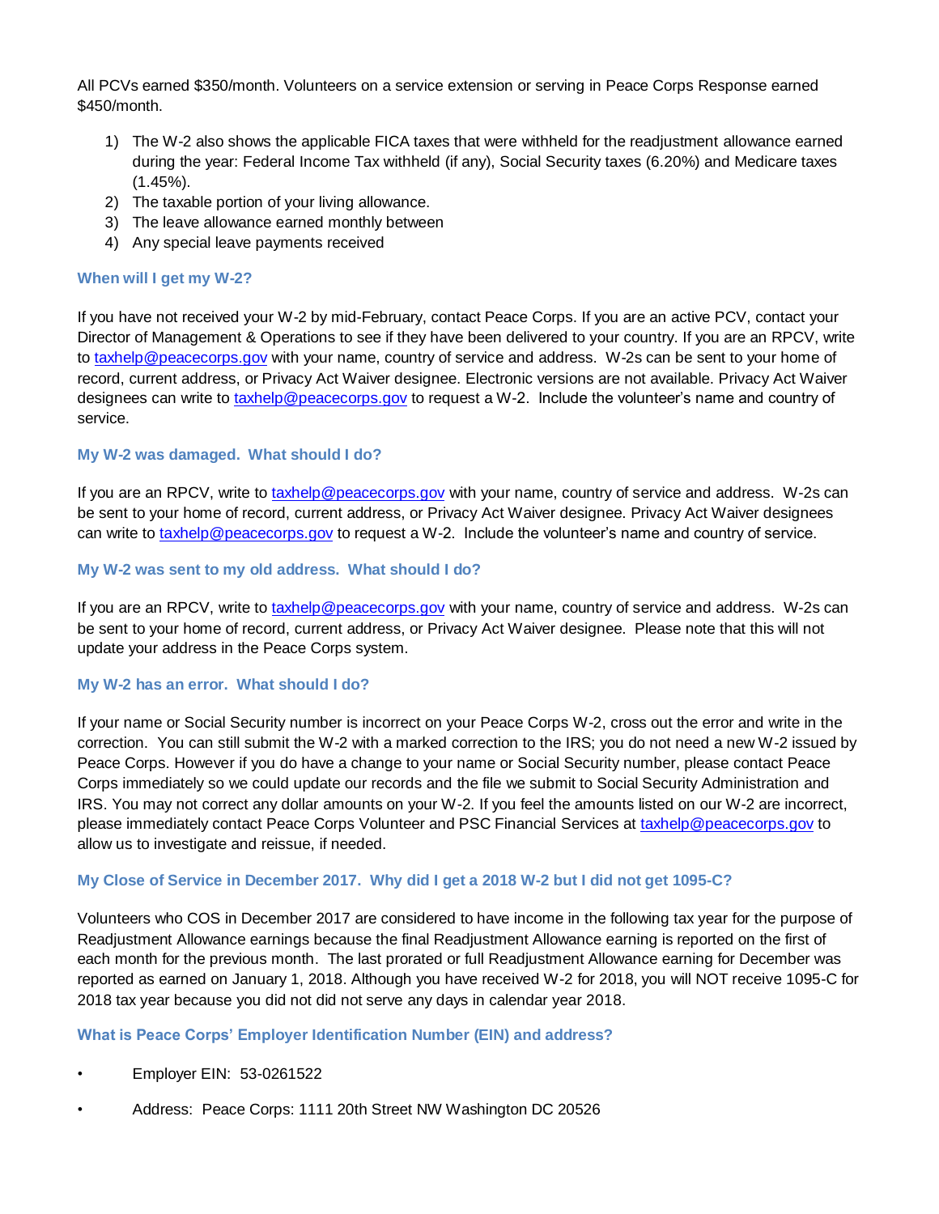All PCVs earned $350/month. Volunteers on a service extension or serving in Peace Corps Response earned $450/month.

1) The W-2 also shows the applicable FICA taxes that were withheld for the readjustment allowance earned during the year: Federal Income Tax withheld (if any), Social Security taxes (6.20%) and Medicare taxes (1.45%).
2) The taxable portion of your living allowance.
3) The leave allowance earned monthly between
4) Any special leave payments received

### When will I get my W-2?

If you have not received your W-2 by mid-February, contact Peace Corps. If you are an active PCV, contact your Director of Management & Operations to see if they have been delivered to your country. If you are an RPCV, write to [taxhelp@peacecorps.gov](mailto:taxhelp@peacecorps.gov) with your name, country of service and address. W-2s can be sent to your home of record, current address, or Privacy Act Waiver designee. Electronic versions are not available. Privacy Act Waiver designees can write to [taxhelp@peacecorps.gov](mailto:taxhelp@peacecorps.gov) to request a W-2. Include the volunteer's name and country of service.

### My W-2 was damaged. What should I do?

If you are an RPCV, write to [taxhelp@peacecorps.gov](mailto:taxhelp@peacecorps.gov) with your name, country of service and address. W-2s can be sent to your home of record, current address, or Privacy Act Waiver designee. Privacy Act Waiver designees can write to [taxhelp@peacecorps.gov](mailto:taxhelp@peacecorps.gov) to request a W-2. Include the volunteer's name and country of service.

### My W-2 was sent to my old address. What should I do?

If you are an RPCV, write to [taxhelp@peacecorps.gov](mailto:taxhelp@peacecorps.gov) with your name, country of service and address. W-2s can be sent to your home of record, current address, or Privacy Act Waiver designee. Please note that this will not update your address in the Peace Corps system.

### My W-2 has an error. What should I do?

If your name or Social Security number is incorrect on your Peace Corps W-2, cross out the error and write in the correction. You can still submit the W-2 with a marked correction to the IRS; you do not need a new W-2 issued by Peace Corps. However if you do have a change to your name or Social Security number, please contact Peace Corps immediately so we could update our records and the file we submit to Social Security Administration and IRS. You may not correct any dollar amounts on your W-2. If you feel the amounts listed on our W-2 are incorrect, please immediately contact Peace Corps Volunteer and PSC Financial Services at [taxhelp@peacecorps.gov](mailto:taxhelp@peacecorps.gov) to allow us to investigate and reissue, if needed.

### My Close of Service in December 2017. Why did I get a 2018 W-2 but I did not get 1095-C?

Volunteers who COS in December 2017 are considered to have income in the following tax year for the purpose of Readjustment Allowance earnings because the final Readjustment Allowance earning is reported on the first of each month for the previous month. The last prorated or full Readjustment Allowance earning for December was reported as earned on January 1, 2018. Although you have received W-2 for 2018, you will NOT receive 1095-C for 2018 tax year because you did not did not serve any days in calendar year 2018.

### What is Peace Corps' Employer Identification Number (EIN) and address?

- Employer EIN: 53-0261522
- Address: Peace Corps: 1111 20th Street NW Washington DC 20526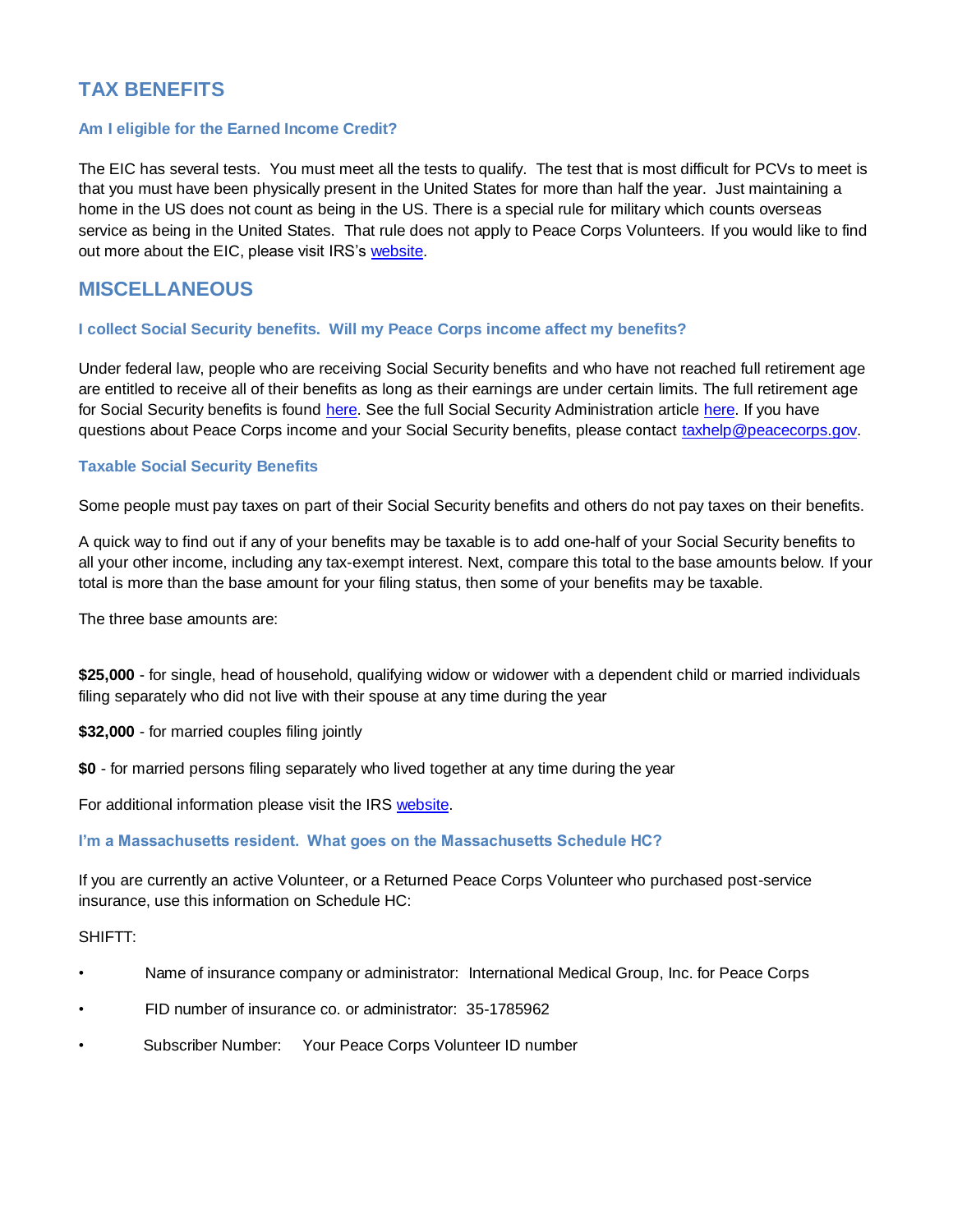## TAX BENEFITS

### Am I eligible for the Earned Income Credit?

The EIC has several tests. You must meet all the tests to qualify. The test that is most difficult for PCVs to meet is that you must have been physically present in the United States for more than half the year. Just maintaining a home in the US does not count as being in the US. There is a special rule for military which counts overseas service as being in the United States. That rule does not apply to Peace Corps Volunteers. If you would like to find out more about the EIC, please visit IRS's website.

## MISCELLANEOUS

### I collect Social Security benefits. Will my Peace Corps income affect my benefits?

Under federal law, people who are receiving Social Security benefits and who have not reached full retirement age are entitled to receive all of their benefits as long as their earnings are under certain limits. The full retirement age for Social Security benefits is found here. See the full Social Security Administration article here. If you have questions about Peace Corps income and your Social Security benefits, please contact taxhelp@peacecorps.gov.

### Taxable Social Security Benefits

Some people must pay taxes on part of their Social Security benefits and others do not pay taxes on their benefits.

A quick way to find out if any of your benefits may be taxable is to add one-half of your Social Security benefits to all your other income, including any tax-exempt interest. Next, compare this total to the base amounts below. If your total is more than the base amount for your filing status, then some of your benefits may be taxable.

The three base amounts are:

**$25,000** - for single, head of household, qualifying widow or widower with a dependent child or married individuals filing separately who did not live with their spouse at any time during the year

**$32,000** - for married couples filing jointly

**$0** - for married persons filing separately who lived together at any time during the year

For additional information please visit the IRS website.

### I'm a Massachusetts resident. What goes on the Massachusetts Schedule HC?

If you are currently an active Volunteer, or a Returned Peace Corps Volunteer who purchased post-service insurance, use this information on Schedule HC:

SHIFTT:

- Name of insurance company or administrator: International Medical Group, Inc. for Peace Corps
- FID number of insurance co. or administrator: 35-1785962
- Subscriber Number: Your Peace Corps Volunteer ID number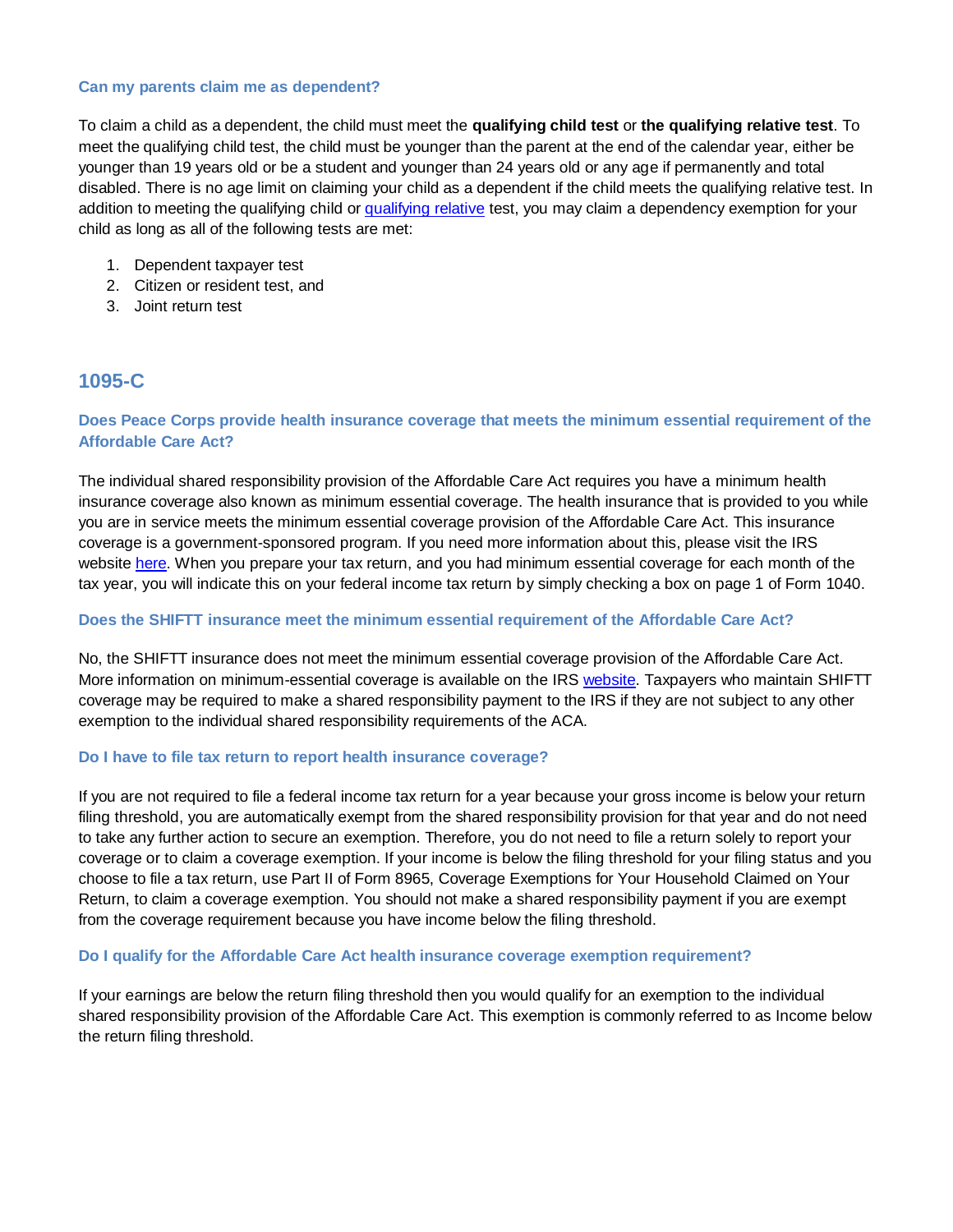### Can my parents claim me as dependent?

To claim a child as a dependent, the child must meet the **qualifying child test** or **the qualifying relative test**. To meet the qualifying child test, the child must be younger than the parent at the end of the calendar year, either be younger than 19 years old or be a student and younger than 24 years old or any age if permanently and total disabled. There is no age limit on claiming your child as a dependent if the child meets the qualifying relative test. In addition to meeting the qualifying child or qualifying relative test, you may claim a dependency exemption for your child as long as all of the following tests are met:

1. Dependent taxpayer test
2. Citizen or resident test, and
3. Joint return test

## 1095-C

### Does Peace Corps provide health insurance coverage that meets the minimum essential requirement of the Affordable Care Act?

The individual shared responsibility provision of the Affordable Care Act requires you have a minimum health insurance coverage also known as minimum essential coverage. The health insurance that is provided to you while you are in service meets the minimum essential coverage provision of the Affordable Care Act. This insurance coverage is a government-sponsored program. If you need more information about this, please visit the IRS website here. When you prepare your tax return, and you had minimum essential coverage for each month of the tax year, you will indicate this on your federal income tax return by simply checking a box on page 1 of Form 1040.

### Does the SHIFTT insurance meet the minimum essential requirement of the Affordable Care Act?

No, the SHIFTT insurance does not meet the minimum essential coverage provision of the Affordable Care Act. More information on minimum-essential coverage is available on the IRS website. Taxpayers who maintain SHIFTT coverage may be required to make a shared responsibility payment to the IRS if they are not subject to any other exemption to the individual shared responsibility requirements of the ACA.

### Do I have to file tax return to report health insurance coverage?

If you are not required to file a federal income tax return for a year because your gross income is below your return filing threshold, you are automatically exempt from the shared responsibility provision for that year and do not need to take any further action to secure an exemption. Therefore, you do not need to file a return solely to report your coverage or to claim a coverage exemption. If your income is below the filing threshold for your filing status and you choose to file a tax return, use Part II of Form 8965, Coverage Exemptions for Your Household Claimed on Your Return, to claim a coverage exemption. You should not make a shared responsibility payment if you are exempt from the coverage requirement because you have income below the filing threshold.

### Do I qualify for the Affordable Care Act health insurance coverage exemption requirement?

If your earnings are below the return filing threshold then you would qualify for an exemption to the individual shared responsibility provision of the Affordable Care Act. This exemption is commonly referred to as Income below the return filing threshold.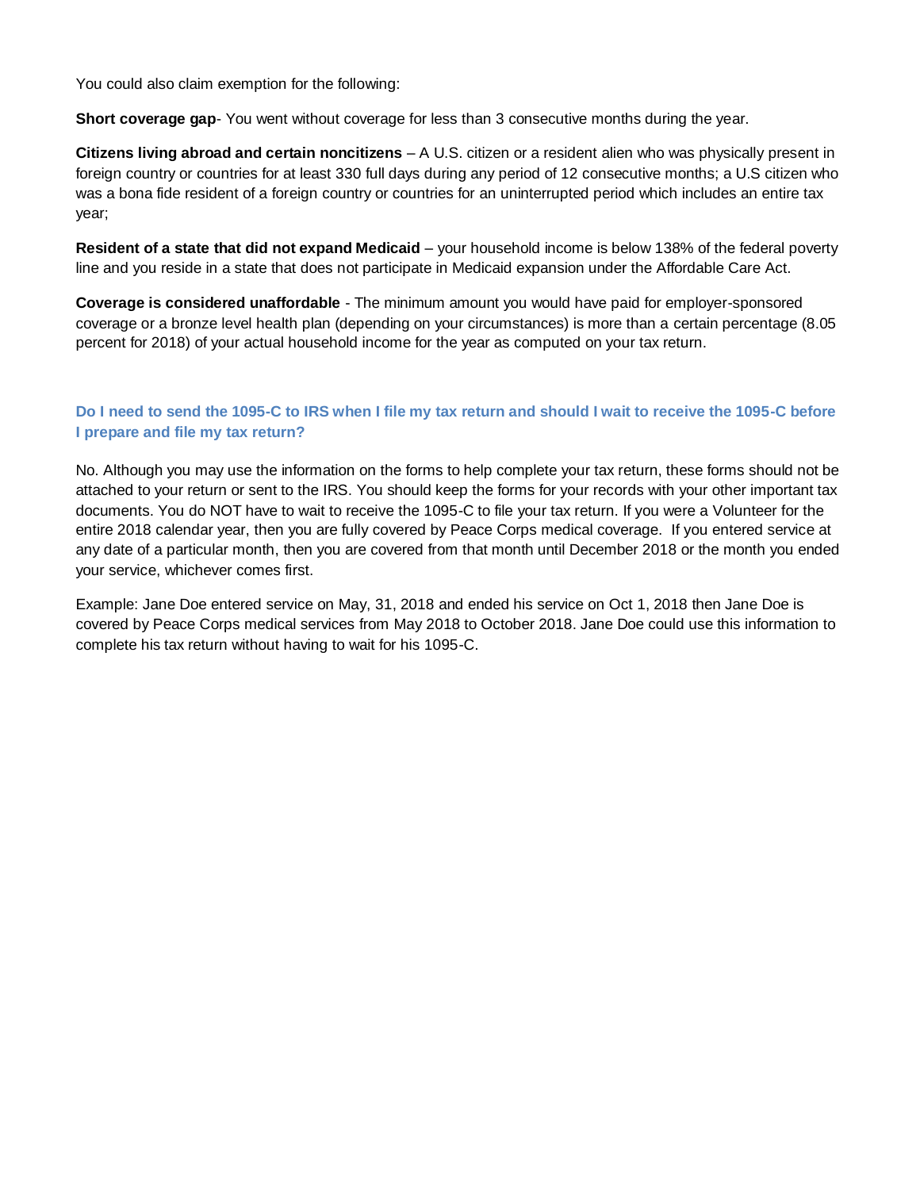You could also claim exemption for the following:

**Short coverage gap**- You went without coverage for less than 3 consecutive months during the year.

**Citizens living abroad and certain noncitizens** – A U.S. citizen or a resident alien who was physically present in foreign country or countries for at least 330 full days during any period of 12 consecutive months; a U.S citizen who was a bona fide resident of a foreign country or countries for an uninterrupted period which includes an entire tax year;

**Resident of a state that did not expand Medicaid** – your household income is below 138% of the federal poverty line and you reside in a state that does not participate in Medicaid expansion under the Affordable Care Act.

**Coverage is considered unaffordable** - The minimum amount you would have paid for employer-sponsored coverage or a bronze level health plan (depending on your circumstances) is more than a certain percentage (8.05 percent for 2018) of your actual household income for the year as computed on your tax return.

### Do I need to send the 1095-C to IRS when I file my tax return and should I wait to receive the 1095-C before I prepare and file my tax return?

No. Although you may use the information on the forms to help complete your tax return, these forms should not be attached to your return or sent to the IRS. You should keep the forms for your records with your other important tax documents. You do NOT have to wait to receive the 1095-C to file your tax return. If you were a Volunteer for the entire 2018 calendar year, then you are fully covered by Peace Corps medical coverage. If you entered service at any date of a particular month, then you are covered from that month until December 2018 or the month you ended your service, whichever comes first.

Example: Jane Doe entered service on May, 31, 2018 and ended his service on Oct 1, 2018 then Jane Doe is covered by Peace Corps medical services from May 2018 to October 2018. Jane Doe could use this information to complete his tax return without having to wait for his 1095-C.